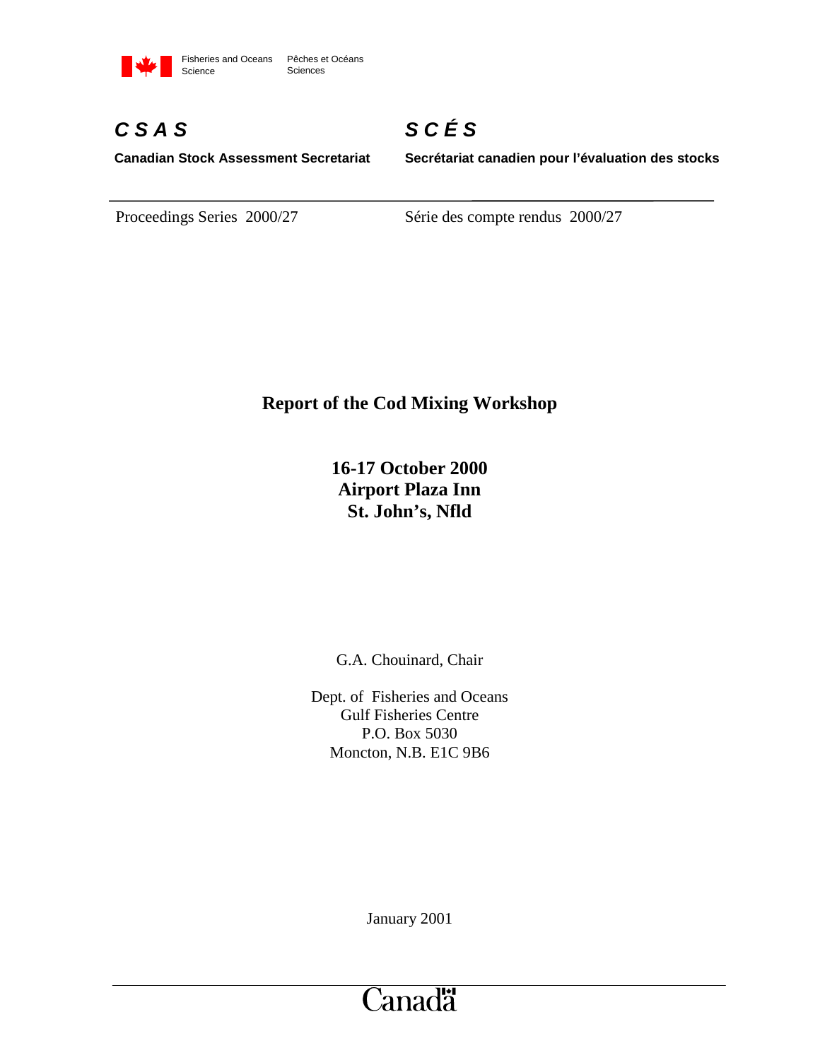Fisheries and Oceans Science | Pêches et Océans Sciences

***C S A S***

**Canadian Stock Assessment Secretariat**

***S C É S***

**Secrétariat canadien pour l'évaluation des stocks**

Proceedings Series 2000/27

Série des compte rendus 2000/27

# Report of the Cod Mixing Workshop

**16-17 October 2000**
**Airport Plaza Inn**
**St. John's, Nfld**

G.A. Chouinard, Chair

Dept. of Fisheries and Oceans
Gulf Fisheries Centre
P.O. Box 5030
Moncton, N.B. E1C 9B6

January 2001

Canada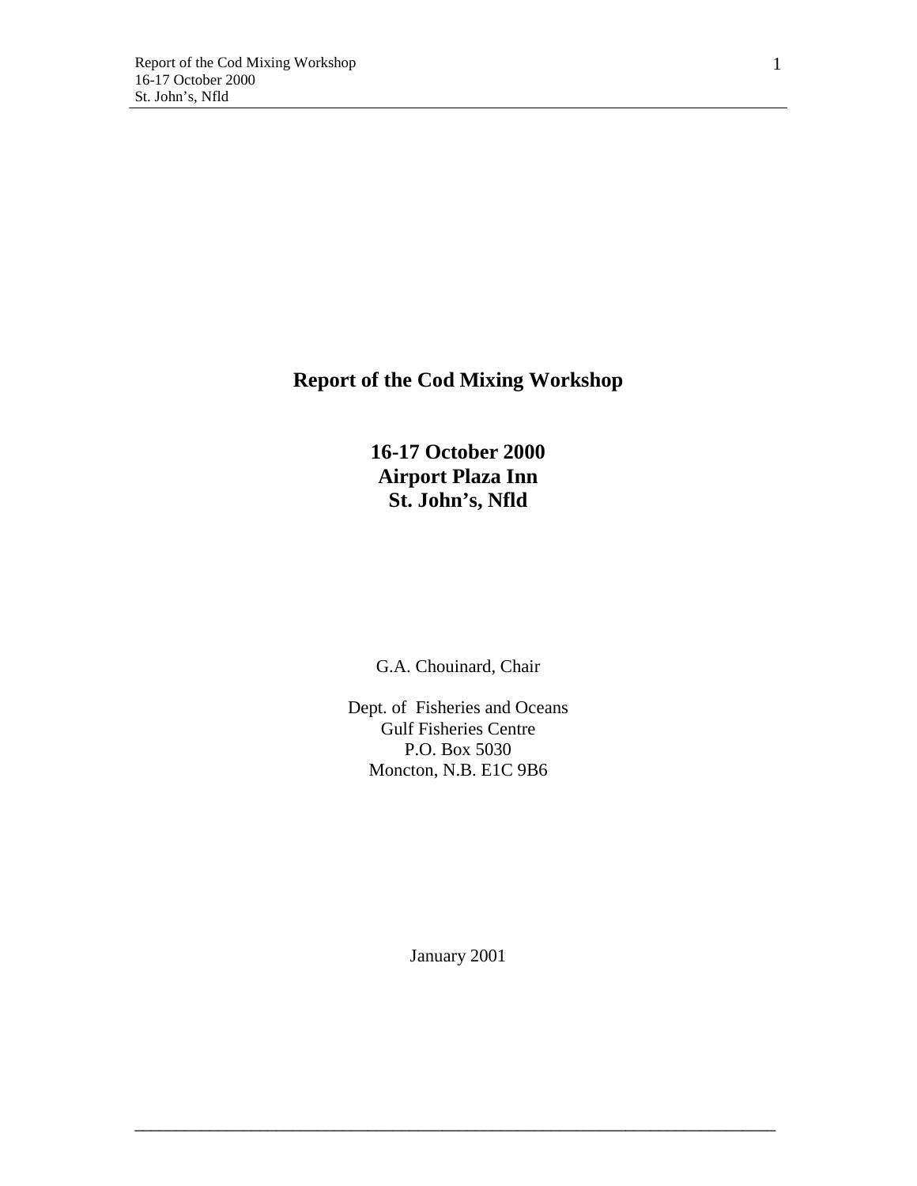# Report of the Cod Mixing Workshop

**16-17 October 2000**
**Airport Plaza Inn**
**St. John's, Nfld**

G.A. Chouinard, Chair

Dept. of Fisheries and Oceans
Gulf Fisheries Centre
P.O. Box 5030
Moncton, N.B. E1C 9B6

January 2001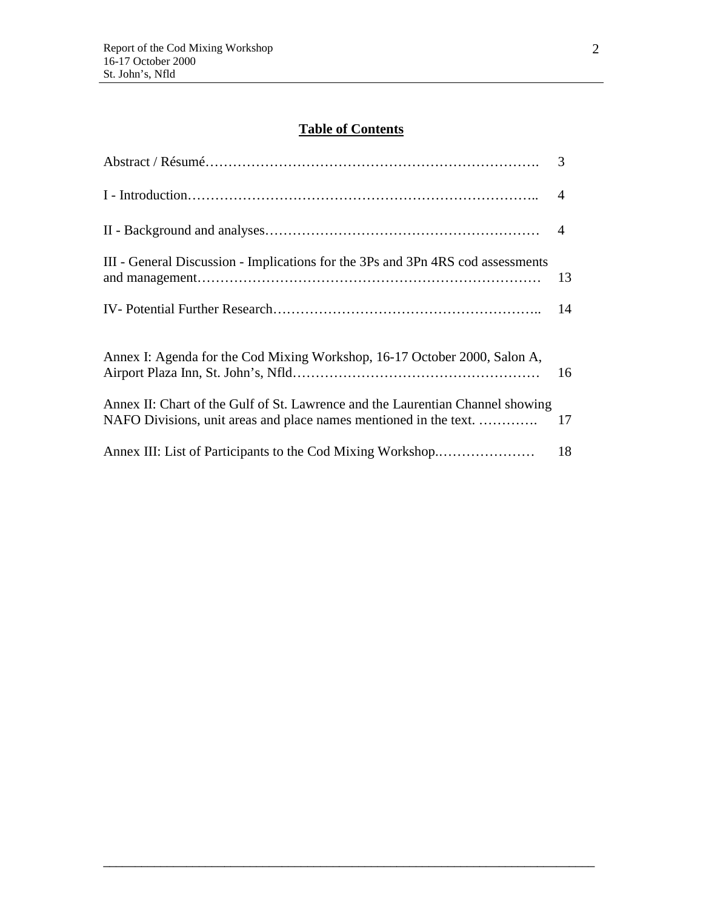## Table of Contents

| | |
|---|---|
| Abstract / Résumé……………………………………………………………. | 3 |
| I - Introduction……………………………………………………………….. | 4 |
| II - Background and analyses………………………………………………… | 4 |
| III - General Discussion - Implications for the 3Ps and 3Pn 4RS cod assessments and management………………………………………………………………… | 13 |
| IV- Potential Further Research……………………………………………….. | 14 |
| Annex I: Agenda for the Cod Mixing Workshop, 16-17 October 2000, Salon A, Airport Plaza Inn, St. John's, Nfld…………………………………………… | 16 |
| Annex II: Chart of the Gulf of St. Lawrence and the Laurentian Channel showing NAFO Divisions, unit areas and place names mentioned in the text. …………. | 17 |
| Annex III: List of Participants to the Cod Mixing Workshop.………………… | 18 |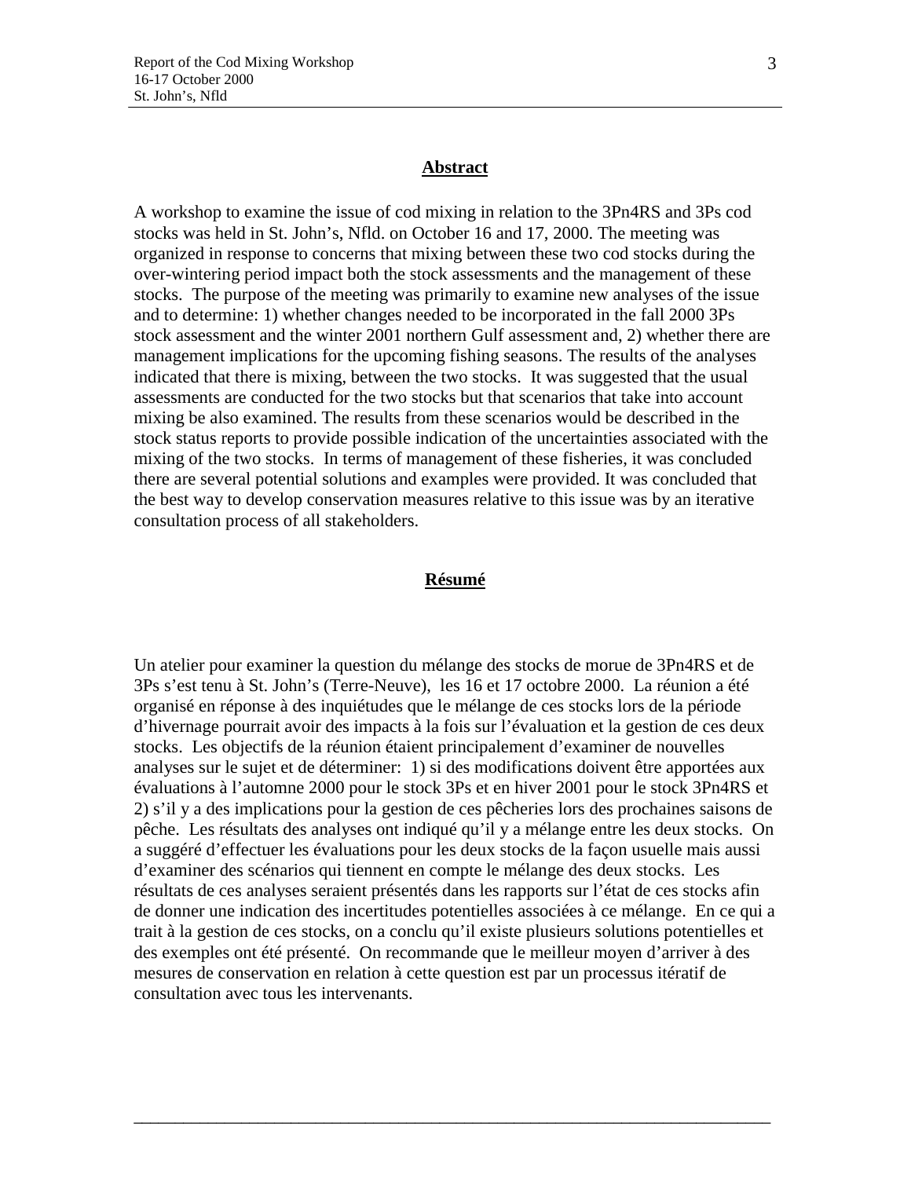## Abstract

A workshop to examine the issue of cod mixing in relation to the 3Pn4RS and 3Ps cod stocks was held in St. John's, Nfld. on October 16 and 17, 2000. The meeting was organized in response to concerns that mixing between these two cod stocks during the over-wintering period impact both the stock assessments and the management of these stocks. The purpose of the meeting was primarily to examine new analyses of the issue and to determine: 1) whether changes needed to be incorporated in the fall 2000 3Ps stock assessment and the winter 2001 northern Gulf assessment and, 2) whether there are management implications for the upcoming fishing seasons. The results of the analyses indicated that there is mixing, between the two stocks. It was suggested that the usual assessments are conducted for the two stocks but that scenarios that take into account mixing be also examined. The results from these scenarios would be described in the stock status reports to provide possible indication of the uncertainties associated with the mixing of the two stocks. In terms of management of these fisheries, it was concluded there are several potential solutions and examples were provided. It was concluded that the best way to develop conservation measures relative to this issue was by an iterative consultation process of all stakeholders.

## Résumé

Un atelier pour examiner la question du mélange des stocks de morue de 3Pn4RS et de 3Ps s'est tenu à St. John's (Terre-Neuve), les 16 et 17 octobre 2000. La réunion a été organisé en réponse à des inquiétudes que le mélange de ces stocks lors de la période d'hivernage pourrait avoir des impacts à la fois sur l'évaluation et la gestion de ces deux stocks. Les objectifs de la réunion étaient principalement d'examiner de nouvelles analyses sur le sujet et de déterminer: 1) si des modifications doivent être apportées aux évaluations à l'automne 2000 pour le stock 3Ps et en hiver 2001 pour le stock 3Pn4RS et 2) s'il y a des implications pour la gestion de ces pêcheries lors des prochaines saisons de pêche. Les résultats des analyses ont indiqué qu'il y a mélange entre les deux stocks. On a suggéré d'effectuer les évaluations pour les deux stocks de la façon usuelle mais aussi d'examiner des scénarios qui tiennent en compte le mélange des deux stocks. Les résultats de ces analyses seraient présentés dans les rapports sur l'état de ces stocks afin de donner une indication des incertitudes potentielles associées à ce mélange. En ce qui a trait à la gestion de ces stocks, on a conclu qu'il existe plusieurs solutions potentielles et des exemples ont été présenté. On recommande que le meilleur moyen d'arriver à des mesures de conservation en relation à cette question est par un processus itératif de consultation avec tous les intervenants.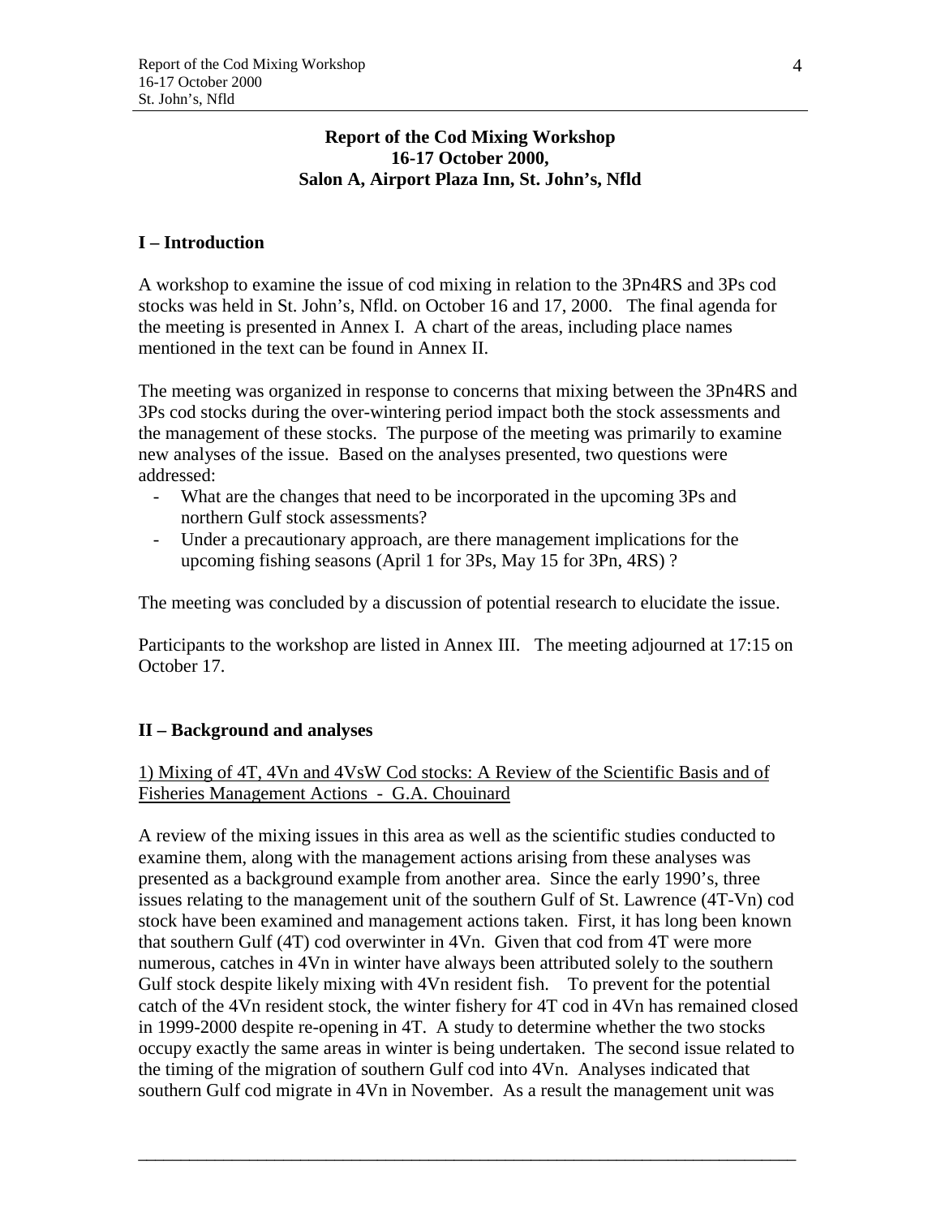**Report of the Cod Mixing Workshop**
**16-17 October 2000,**
**Salon A, Airport Plaza Inn, St. John's, Nfld**

## I – Introduction

A workshop to examine the issue of cod mixing in relation to the 3Pn4RS and 3Ps cod stocks was held in St. John's, Nfld. on October 16 and 17, 2000. The final agenda for the meeting is presented in Annex I. A chart of the areas, including place names mentioned in the text can be found in Annex II.

The meeting was organized in response to concerns that mixing between the 3Pn4RS and 3Ps cod stocks during the over-wintering period impact both the stock assessments and the management of these stocks. The purpose of the meeting was primarily to examine new analyses of the issue. Based on the analyses presented, two questions were addressed:

- What are the changes that need to be incorporated in the upcoming 3Ps and northern Gulf stock assessments?
- Under a precautionary approach, are there management implications for the upcoming fishing seasons (April 1 for 3Ps, May 15 for 3Pn, 4RS) ?

The meeting was concluded by a discussion of potential research to elucidate the issue.

Participants to the workshop are listed in Annex III. The meeting adjourned at 17:15 on October 17.

## II – Background and analyses

1) Mixing of 4T, 4Vn and 4VsW Cod stocks: A Review of the Scientific Basis and of Fisheries Management Actions - G.A. Chouinard

A review of the mixing issues in this area as well as the scientific studies conducted to examine them, along with the management actions arising from these analyses was presented as a background example from another area. Since the early 1990's, three issues relating to the management unit of the southern Gulf of St. Lawrence (4T-Vn) cod stock have been examined and management actions taken. First, it has long been known that southern Gulf (4T) cod overwinter in 4Vn. Given that cod from 4T were more numerous, catches in 4Vn in winter have always been attributed solely to the southern Gulf stock despite likely mixing with 4Vn resident fish. To prevent for the potential catch of the 4Vn resident stock, the winter fishery for 4T cod in 4Vn has remained closed in 1999-2000 despite re-opening in 4T. A study to determine whether the two stocks occupy exactly the same areas in winter is being undertaken. The second issue related to the timing of the migration of southern Gulf cod into 4Vn. Analyses indicated that southern Gulf cod migrate in 4Vn in November. As a result the management unit was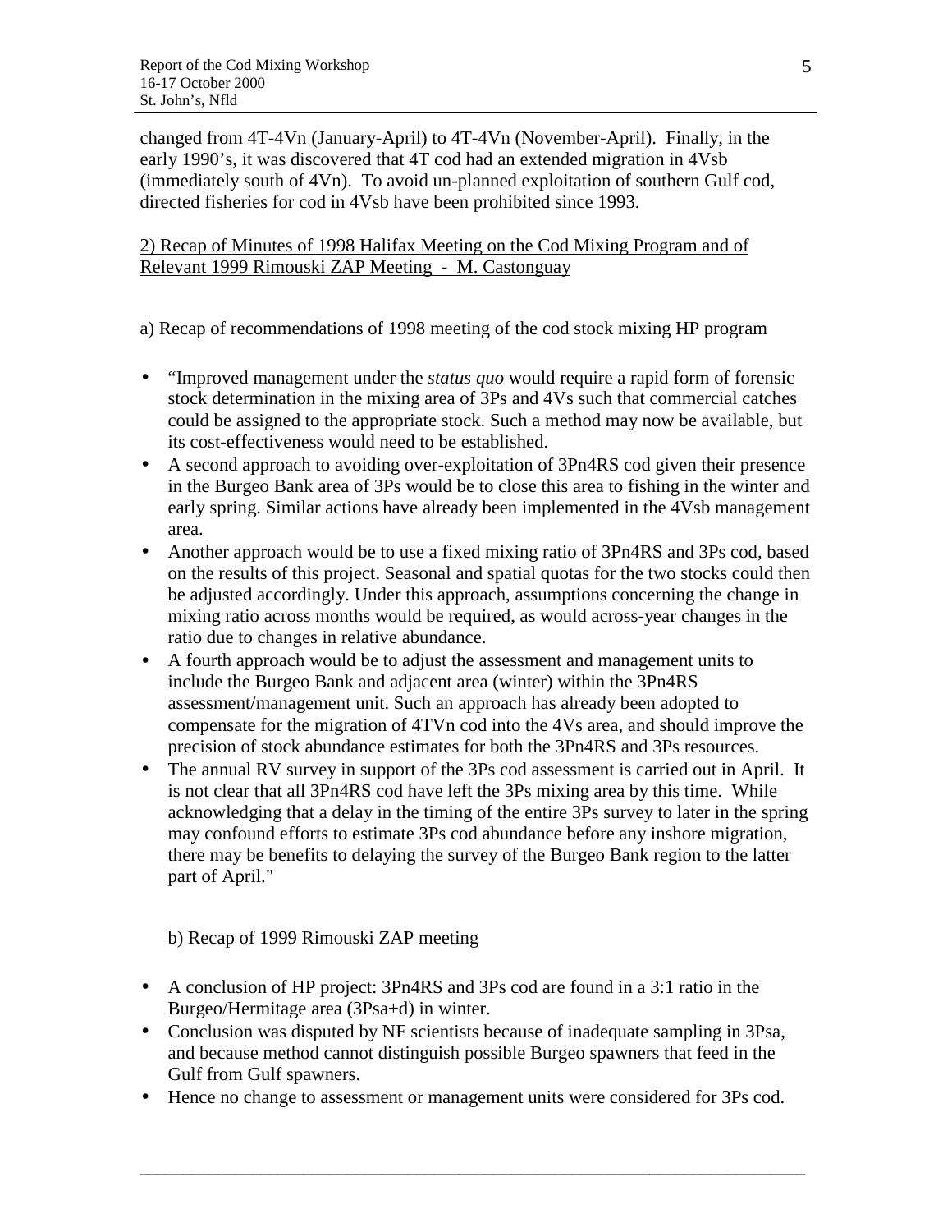changed from 4T-4Vn (January-April) to 4T-4Vn (November-April). Finally, in the early 1990's, it was discovered that 4T cod had an extended migration in 4Vsb (immediately south of 4Vn). To avoid un-planned exploitation of southern Gulf cod, directed fisheries for cod in 4Vsb have been prohibited since 1993.

2) Recap of Minutes of 1998 Halifax Meeting on the Cod Mixing Program and of Relevant 1999 Rimouski ZAP Meeting - M. Castonguay

a) Recap of recommendations of 1998 meeting of the cod stock mixing HP program

- "Improved management under the *status quo* would require a rapid form of forensic stock determination in the mixing area of 3Ps and 4Vs such that commercial catches could be assigned to the appropriate stock. Such a method may now be available, but its cost-effectiveness would need to be established.
- A second approach to avoiding over-exploitation of 3Pn4RS cod given their presence in the Burgeo Bank area of 3Ps would be to close this area to fishing in the winter and early spring. Similar actions have already been implemented in the 4Vsb management area.
- Another approach would be to use a fixed mixing ratio of 3Pn4RS and 3Ps cod, based on the results of this project. Seasonal and spatial quotas for the two stocks could then be adjusted accordingly. Under this approach, assumptions concerning the change in mixing ratio across months would be required, as would across-year changes in the ratio due to changes in relative abundance.
- A fourth approach would be to adjust the assessment and management units to include the Burgeo Bank and adjacent area (winter) within the 3Pn4RS assessment/management unit. Such an approach has already been adopted to compensate for the migration of 4TVn cod into the 4Vs area, and should improve the precision of stock abundance estimates for both the 3Pn4RS and 3Ps resources.
- The annual RV survey in support of the 3Ps cod assessment is carried out in April. It is not clear that all 3Pn4RS cod have left the 3Ps mixing area by this time. While acknowledging that a delay in the timing of the entire 3Ps survey to later in the spring may confound efforts to estimate 3Ps cod abundance before any inshore migration, there may be benefits to delaying the survey of the Burgeo Bank region to the latter part of April."

b) Recap of 1999 Rimouski ZAP meeting

- A conclusion of HP project: 3Pn4RS and 3Ps cod are found in a 3:1 ratio in the Burgeo/Hermitage area (3Psa+d) in winter.
- Conclusion was disputed by NF scientists because of inadequate sampling in 3Psa, and because method cannot distinguish possible Burgeo spawners that feed in the Gulf from Gulf spawners.
- Hence no change to assessment or management units were considered for 3Ps cod.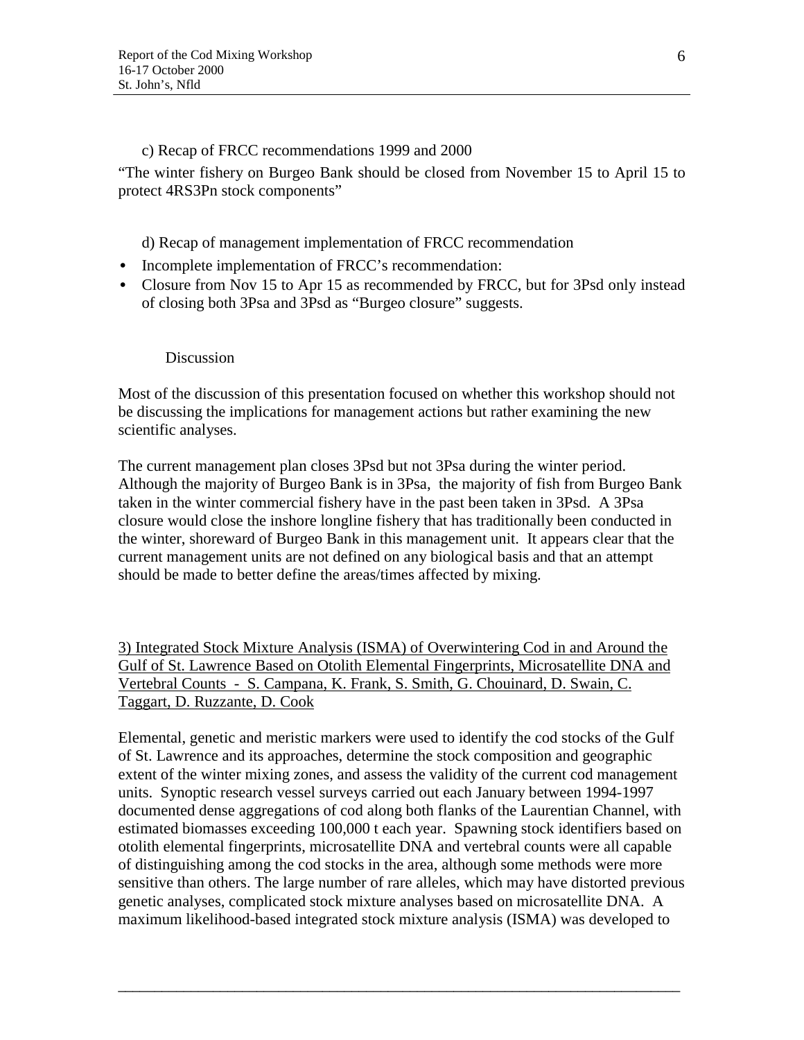c) Recap of FRCC recommendations 1999 and 2000

"The winter fishery on Burgeo Bank should be closed from November 15 to April 15 to protect 4RS3Pn stock components"

d) Recap of management implementation of FRCC recommendation

- Incomplete implementation of FRCC's recommendation:
- Closure from Nov 15 to Apr 15 as recommended by FRCC, but for 3Psd only instead of closing both 3Psa and 3Psd as "Burgeo closure" suggests.

Discussion

Most of the discussion of this presentation focused on whether this workshop should not be discussing the implications for management actions but rather examining the new scientific analyses.

The current management plan closes 3Psd but not 3Psa during the winter period. Although the majority of Burgeo Bank is in 3Psa, the majority of fish from Burgeo Bank taken in the winter commercial fishery have in the past been taken in 3Psd. A 3Psa closure would close the inshore longline fishery that has traditionally been conducted in the winter, shoreward of Burgeo Bank in this management unit. It appears clear that the current management units are not defined on any biological basis and that an attempt should be made to better define the areas/times affected by mixing.

3) Integrated Stock Mixture Analysis (ISMA) of Overwintering Cod in and Around the Gulf of St. Lawrence Based on Otolith Elemental Fingerprints, Microsatellite DNA and Vertebral Counts - S. Campana, K. Frank, S. Smith, G. Chouinard, D. Swain, C. Taggart, D. Ruzzante, D. Cook

Elemental, genetic and meristic markers were used to identify the cod stocks of the Gulf of St. Lawrence and its approaches, determine the stock composition and geographic extent of the winter mixing zones, and assess the validity of the current cod management units. Synoptic research vessel surveys carried out each January between 1994-1997 documented dense aggregations of cod along both flanks of the Laurentian Channel, with estimated biomasses exceeding 100,000 t each year. Spawning stock identifiers based on otolith elemental fingerprints, microsatellite DNA and vertebral counts were all capable of distinguishing among the cod stocks in the area, although some methods were more sensitive than others. The large number of rare alleles, which may have distorted previous genetic analyses, complicated stock mixture analyses based on microsatellite DNA. A maximum likelihood-based integrated stock mixture analysis (ISMA) was developed to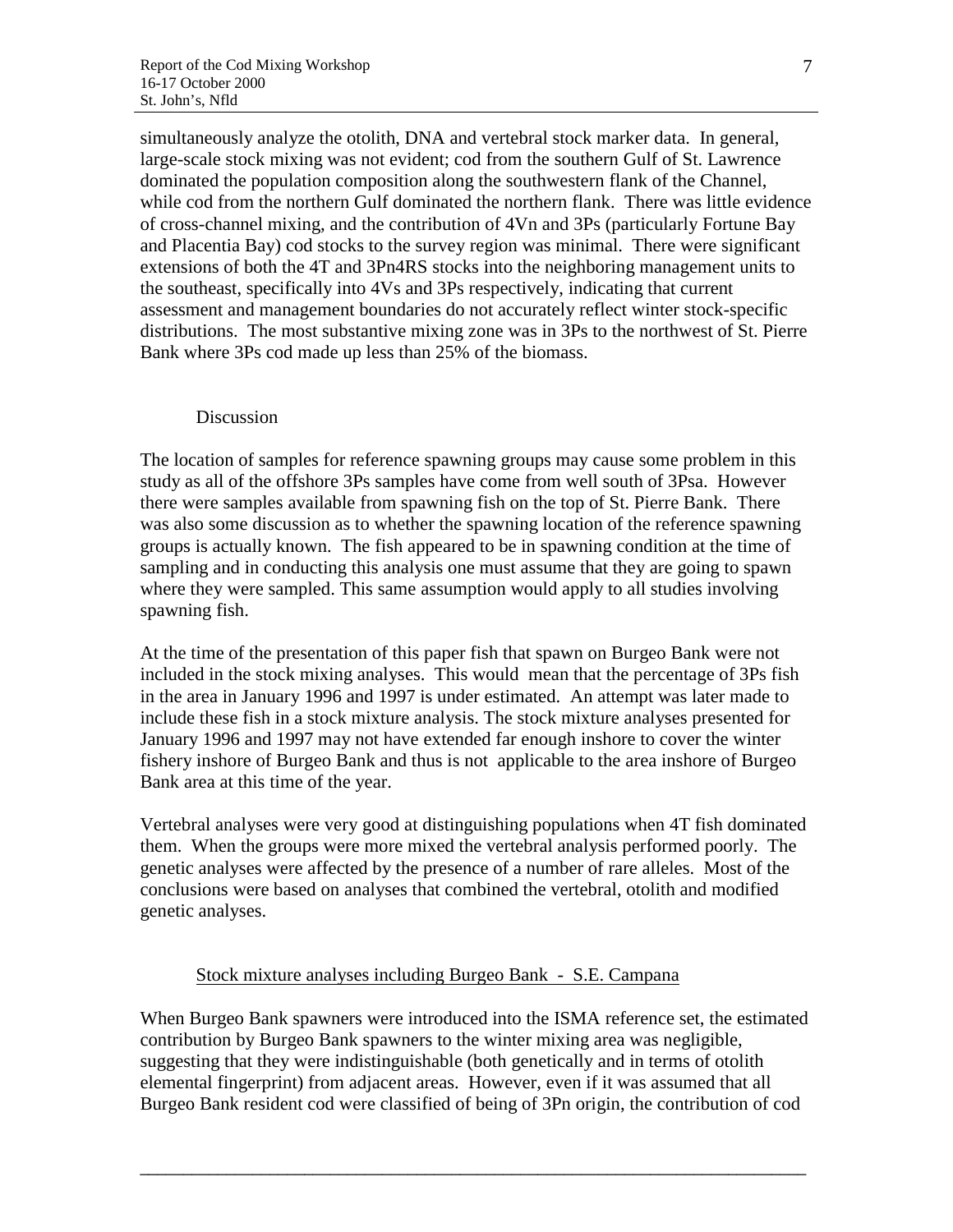simultaneously analyze the otolith, DNA and vertebral stock marker data. In general, large-scale stock mixing was not evident; cod from the southern Gulf of St. Lawrence dominated the population composition along the southwestern flank of the Channel, while cod from the northern Gulf dominated the northern flank. There was little evidence of cross-channel mixing, and the contribution of 4Vn and 3Ps (particularly Fortune Bay and Placentia Bay) cod stocks to the survey region was minimal. There were significant extensions of both the 4T and 3Pn4RS stocks into the neighboring management units to the southeast, specifically into 4Vs and 3Ps respectively, indicating that current assessment and management boundaries do not accurately reflect winter stock-specific distributions. The most substantive mixing zone was in 3Ps to the northwest of St. Pierre Bank where 3Ps cod made up less than 25% of the biomass.

Discussion

The location of samples for reference spawning groups may cause some problem in this study as all of the offshore 3Ps samples have come from well south of 3Psa. However there were samples available from spawning fish on the top of St. Pierre Bank. There was also some discussion as to whether the spawning location of the reference spawning groups is actually known. The fish appeared to be in spawning condition at the time of sampling and in conducting this analysis one must assume that they are going to spawn where they were sampled. This same assumption would apply to all studies involving spawning fish.

At the time of the presentation of this paper fish that spawn on Burgeo Bank were not included in the stock mixing analyses. This would mean that the percentage of 3Ps fish in the area in January 1996 and 1997 is under estimated. An attempt was later made to include these fish in a stock mixture analysis. The stock mixture analyses presented for January 1996 and 1997 may not have extended far enough inshore to cover the winter fishery inshore of Burgeo Bank and thus is not applicable to the area inshore of Burgeo Bank area at this time of the year.

Vertebral analyses were very good at distinguishing populations when 4T fish dominated them. When the groups were more mixed the vertebral analysis performed poorly. The genetic analyses were affected by the presence of a number of rare alleles. Most of the conclusions were based on analyses that combined the vertebral, otolith and modified genetic analyses.

<u>Stock mixture analyses including Burgeo Bank - S.E. Campana</u>

When Burgeo Bank spawners were introduced into the ISMA reference set, the estimated contribution by Burgeo Bank spawners to the winter mixing area was negligible, suggesting that they were indistinguishable (both genetically and in terms of otolith elemental fingerprint) from adjacent areas. However, even if it was assumed that all Burgeo Bank resident cod were classified of being of 3Pn origin, the contribution of cod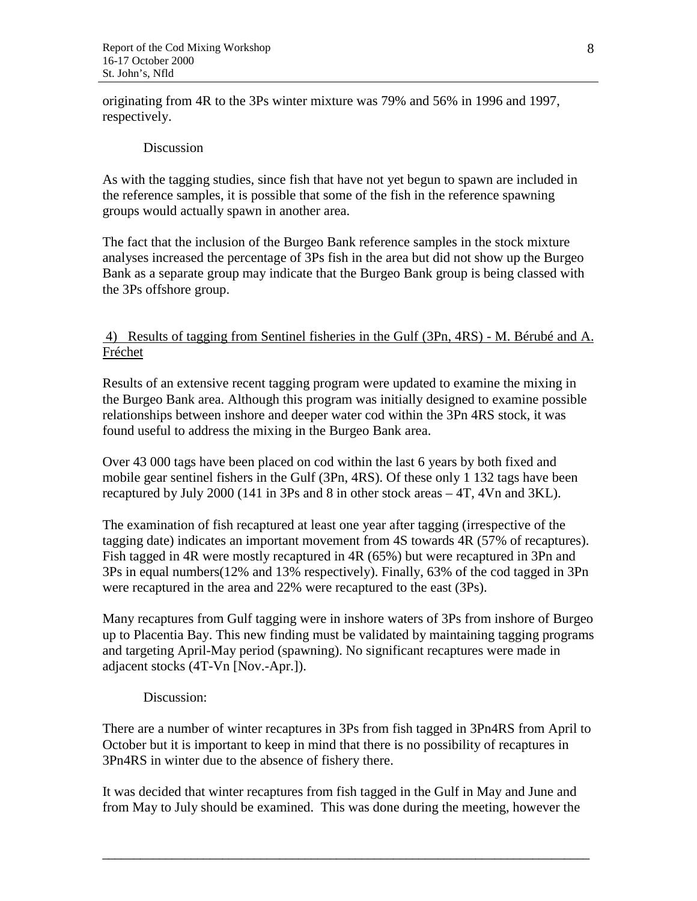originating from 4R to the 3Ps winter mixture was 79% and 56% in 1996 and 1997, respectively.

Discussion

As with the tagging studies, since fish that have not yet begun to spawn are included in the reference samples, it is possible that some of the fish in the reference spawning groups would actually spawn in another area.

The fact that the inclusion of the Burgeo Bank reference samples in the stock mixture analyses increased the percentage of 3Ps fish in the area but did not show up the Burgeo Bank as a separate group may indicate that the Burgeo Bank group is being classed with the 3Ps offshore group.

4) Results of tagging from Sentinel fisheries in the Gulf (3Pn, 4RS) - M. Bérubé and A. Fréchet

Results of an extensive recent tagging program were updated to examine the mixing in the Burgeo Bank area. Although this program was initially designed to examine possible relationships between inshore and deeper water cod within the 3Pn 4RS stock, it was found useful to address the mixing in the Burgeo Bank area.

Over 43 000 tags have been placed on cod within the last 6 years by both fixed and mobile gear sentinel fishers in the Gulf (3Pn, 4RS). Of these only 1 132 tags have been recaptured by July 2000 (141 in 3Ps and 8 in other stock areas – 4T, 4Vn and 3KL).

The examination of fish recaptured at least one year after tagging (irrespective of the tagging date) indicates an important movement from 4S towards 4R (57% of recaptures). Fish tagged in 4R were mostly recaptured in 4R (65%) but were recaptured in 3Pn and 3Ps in equal numbers(12% and 13% respectively). Finally, 63% of the cod tagged in 3Pn were recaptured in the area and 22% were recaptured to the east (3Ps).

Many recaptures from Gulf tagging were in inshore waters of 3Ps from inshore of Burgeo up to Placentia Bay. This new finding must be validated by maintaining tagging programs and targeting April-May period (spawning). No significant recaptures were made in adjacent stocks (4T-Vn [Nov.-Apr.]).

Discussion:

There are a number of winter recaptures in 3Ps from fish tagged in 3Pn4RS from April to October but it is important to keep in mind that there is no possibility of recaptures in 3Pn4RS in winter due to the absence of fishery there.

It was decided that winter recaptures from fish tagged in the Gulf in May and June and from May to July should be examined. This was done during the meeting, however the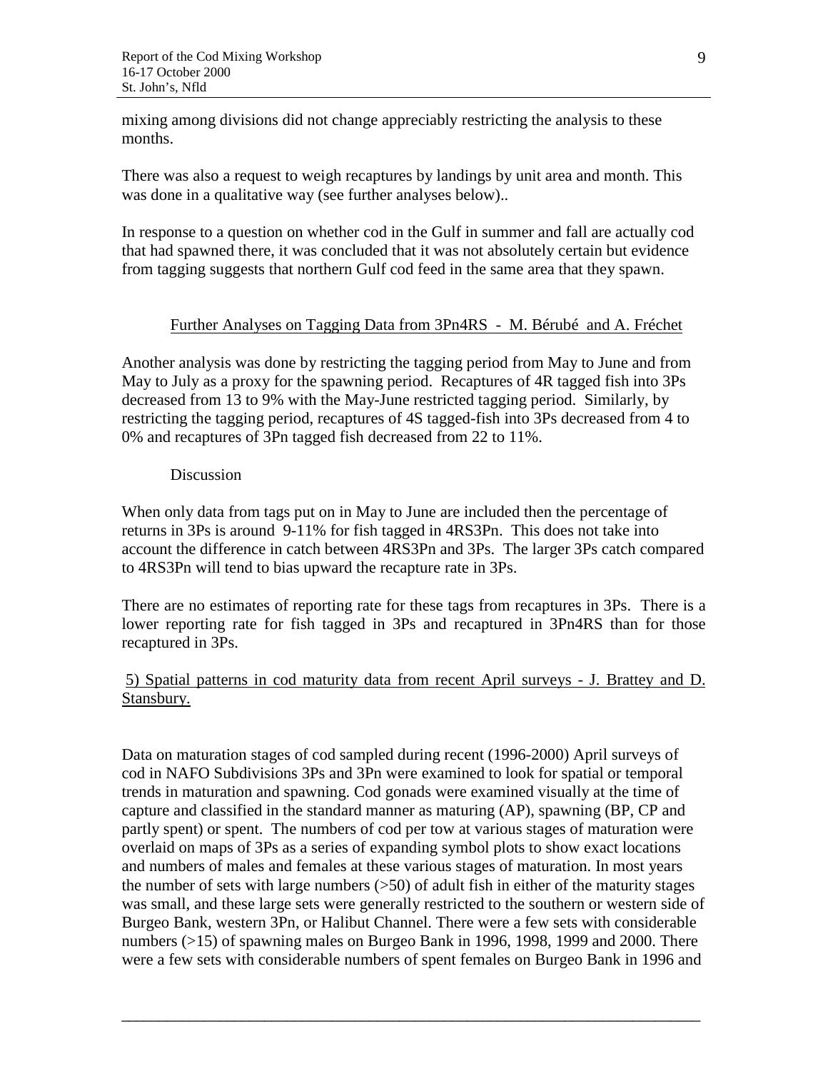mixing among divisions did not change appreciably restricting the analysis to these months.

There was also a request to weigh recaptures by landings by unit area and month. This was done in a qualitative way (see further analyses below)..

In response to a question on whether cod in the Gulf in summer and fall are actually cod that had spawned there, it was concluded that it was not absolutely certain but evidence from tagging suggests that northern Gulf cod feed in the same area that they spawn.

### Further Analyses on Tagging Data from 3Pn4RS - M. Bérubé and A. Fréchet

Another analysis was done by restricting the tagging period from May to June and from May to July as a proxy for the spawning period. Recaptures of 4R tagged fish into 3Ps decreased from 13 to 9% with the May-June restricted tagging period. Similarly, by restricting the tagging period, recaptures of 4S tagged-fish into 3Ps decreased from 4 to 0% and recaptures of 3Pn tagged fish decreased from 22 to 11%.

#### Discussion

When only data from tags put on in May to June are included then the percentage of returns in 3Ps is around 9-11% for fish tagged in 4RS3Pn. This does not take into account the difference in catch between 4RS3Pn and 3Ps. The larger 3Ps catch compared to 4RS3Pn will tend to bias upward the recapture rate in 3Ps.

There are no estimates of reporting rate for these tags from recaptures in 3Ps. There is a lower reporting rate for fish tagged in 3Ps and recaptured in 3Pn4RS than for those recaptured in 3Ps.

### 5) Spatial patterns in cod maturity data from recent April surveys - J. Brattey and D. Stansbury.

Data on maturation stages of cod sampled during recent (1996-2000) April surveys of cod in NAFO Subdivisions 3Ps and 3Pn were examined to look for spatial or temporal trends in maturation and spawning. Cod gonads were examined visually at the time of capture and classified in the standard manner as maturing (AP), spawning (BP, CP and partly spent) or spent. The numbers of cod per tow at various stages of maturation were overlaid on maps of 3Ps as a series of expanding symbol plots to show exact locations and numbers of males and females at these various stages of maturation. In most years the number of sets with large numbers (>50) of adult fish in either of the maturity stages was small, and these large sets were generally restricted to the southern or western side of Burgeo Bank, western 3Pn, or Halibut Channel. There were a few sets with considerable numbers (>15) of spawning males on Burgeo Bank in 1996, 1998, 1999 and 2000. There were a few sets with considerable numbers of spent females on Burgeo Bank in 1996 and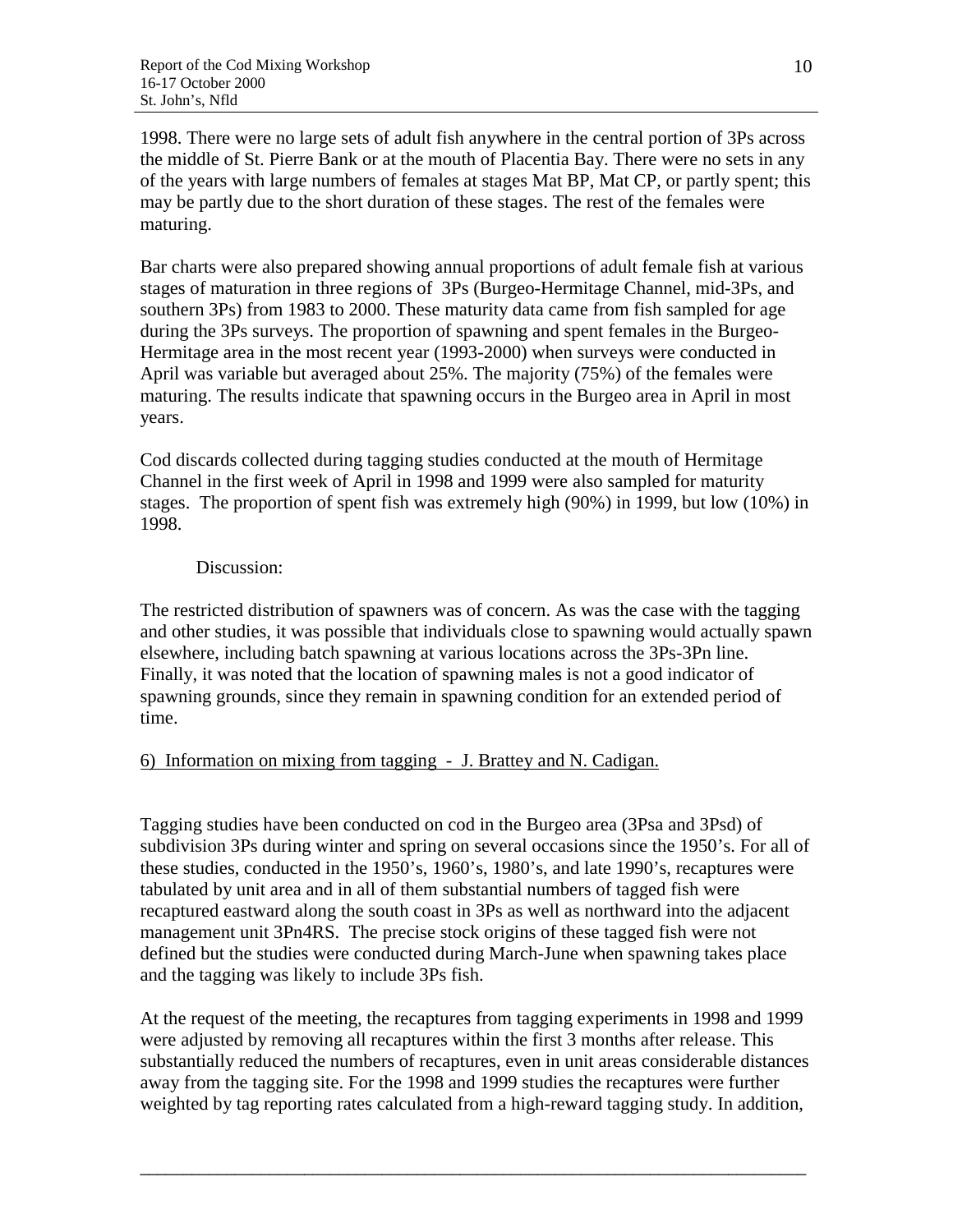1998. There were no large sets of adult fish anywhere in the central portion of 3Ps across the middle of St. Pierre Bank or at the mouth of Placentia Bay. There were no sets in any of the years with large numbers of females at stages Mat BP, Mat CP, or partly spent; this may be partly due to the short duration of these stages. The rest of the females were maturing.

Bar charts were also prepared showing annual proportions of adult female fish at various stages of maturation in three regions of 3Ps (Burgeo-Hermitage Channel, mid-3Ps, and southern 3Ps) from 1983 to 2000. These maturity data came from fish sampled for age during the 3Ps surveys. The proportion of spawning and spent females in the Burgeo-Hermitage area in the most recent year (1993-2000) when surveys were conducted in April was variable but averaged about 25%. The majority (75%) of the females were maturing. The results indicate that spawning occurs in the Burgeo area in April in most years.

Cod discards collected during tagging studies conducted at the mouth of Hermitage Channel in the first week of April in 1998 and 1999 were also sampled for maturity stages. The proportion of spent fish was extremely high (90%) in 1999, but low (10%) in 1998.

Discussion:

The restricted distribution of spawners was of concern. As was the case with the tagging and other studies, it was possible that individuals close to spawning would actually spawn elsewhere, including batch spawning at various locations across the 3Ps-3Pn line. Finally, it was noted that the location of spawning males is not a good indicator of spawning grounds, since they remain in spawning condition for an extended period of time.

6) Information on mixing from tagging - J. Brattey and N. Cadigan.

Tagging studies have been conducted on cod in the Burgeo area (3Psa and 3Psd) of subdivision 3Ps during winter and spring on several occasions since the 1950's. For all of these studies, conducted in the 1950's, 1960's, 1980's, and late 1990's, recaptures were tabulated by unit area and in all of them substantial numbers of tagged fish were recaptured eastward along the south coast in 3Ps as well as northward into the adjacent management unit 3Pn4RS. The precise stock origins of these tagged fish were not defined but the studies were conducted during March-June when spawning takes place and the tagging was likely to include 3Ps fish.

At the request of the meeting, the recaptures from tagging experiments in 1998 and 1999 were adjusted by removing all recaptures within the first 3 months after release. This substantially reduced the numbers of recaptures, even in unit areas considerable distances away from the tagging site. For the 1998 and 1999 studies the recaptures were further weighted by tag reporting rates calculated from a high-reward tagging study. In addition,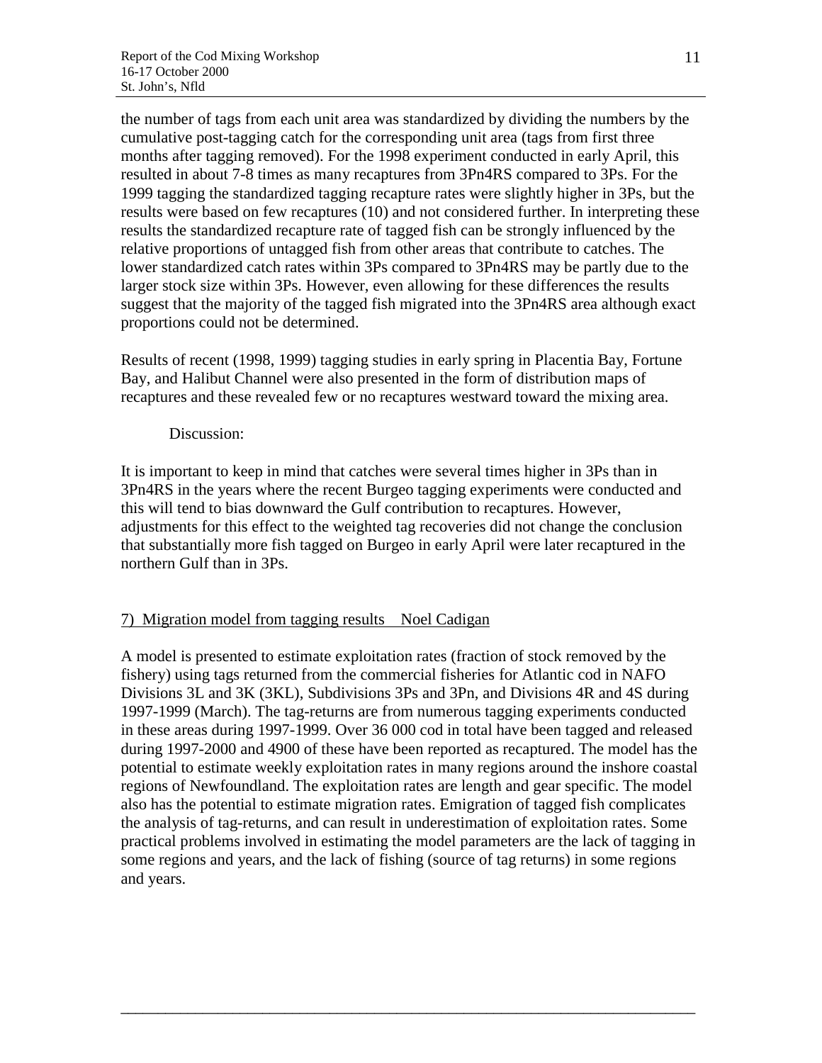the number of tags from each unit area was standardized by dividing the numbers by the cumulative post-tagging catch for the corresponding unit area (tags from first three months after tagging removed). For the 1998 experiment conducted in early April, this resulted in about 7-8 times as many recaptures from 3Pn4RS compared to 3Ps. For the 1999 tagging the standardized tagging recapture rates were slightly higher in 3Ps, but the results were based on few recaptures (10) and not considered further. In interpreting these results the standardized recapture rate of tagged fish can be strongly influenced by the relative proportions of untagged fish from other areas that contribute to catches. The lower standardized catch rates within 3Ps compared to 3Pn4RS may be partly due to the larger stock size within 3Ps. However, even allowing for these differences the results suggest that the majority of the tagged fish migrated into the 3Pn4RS area although exact proportions could not be determined.

Results of recent (1998, 1999) tagging studies in early spring in Placentia Bay, Fortune Bay, and Halibut Channel were also presented in the form of distribution maps of recaptures and these revealed few or no recaptures westward toward the mixing area.

Discussion:

It is important to keep in mind that catches were several times higher in 3Ps than in 3Pn4RS in the years where the recent Burgeo tagging experiments were conducted and this will tend to bias downward the Gulf contribution to recaptures. However, adjustments for this effect to the weighted tag recoveries did not change the conclusion that substantially more fish tagged on Burgeo in early April were later recaptured in the northern Gulf than in 3Ps.

7) Migration model from tagging results    Noel Cadigan

A model is presented to estimate exploitation rates (fraction of stock removed by the fishery) using tags returned from the commercial fisheries for Atlantic cod in NAFO Divisions 3L and 3K (3KL), Subdivisions 3Ps and 3Pn, and Divisions 4R and 4S during 1997-1999 (March). The tag-returns are from numerous tagging experiments conducted in these areas during 1997-1999. Over 36 000 cod in total have been tagged and released during 1997-2000 and 4900 of these have been reported as recaptured. The model has the potential to estimate weekly exploitation rates in many regions around the inshore coastal regions of Newfoundland. The exploitation rates are length and gear specific. The model also has the potential to estimate migration rates. Emigration of tagged fish complicates the analysis of tag-returns, and can result in underestimation of exploitation rates. Some practical problems involved in estimating the model parameters are the lack of tagging in some regions and years, and the lack of fishing (source of tag returns) in some regions and years.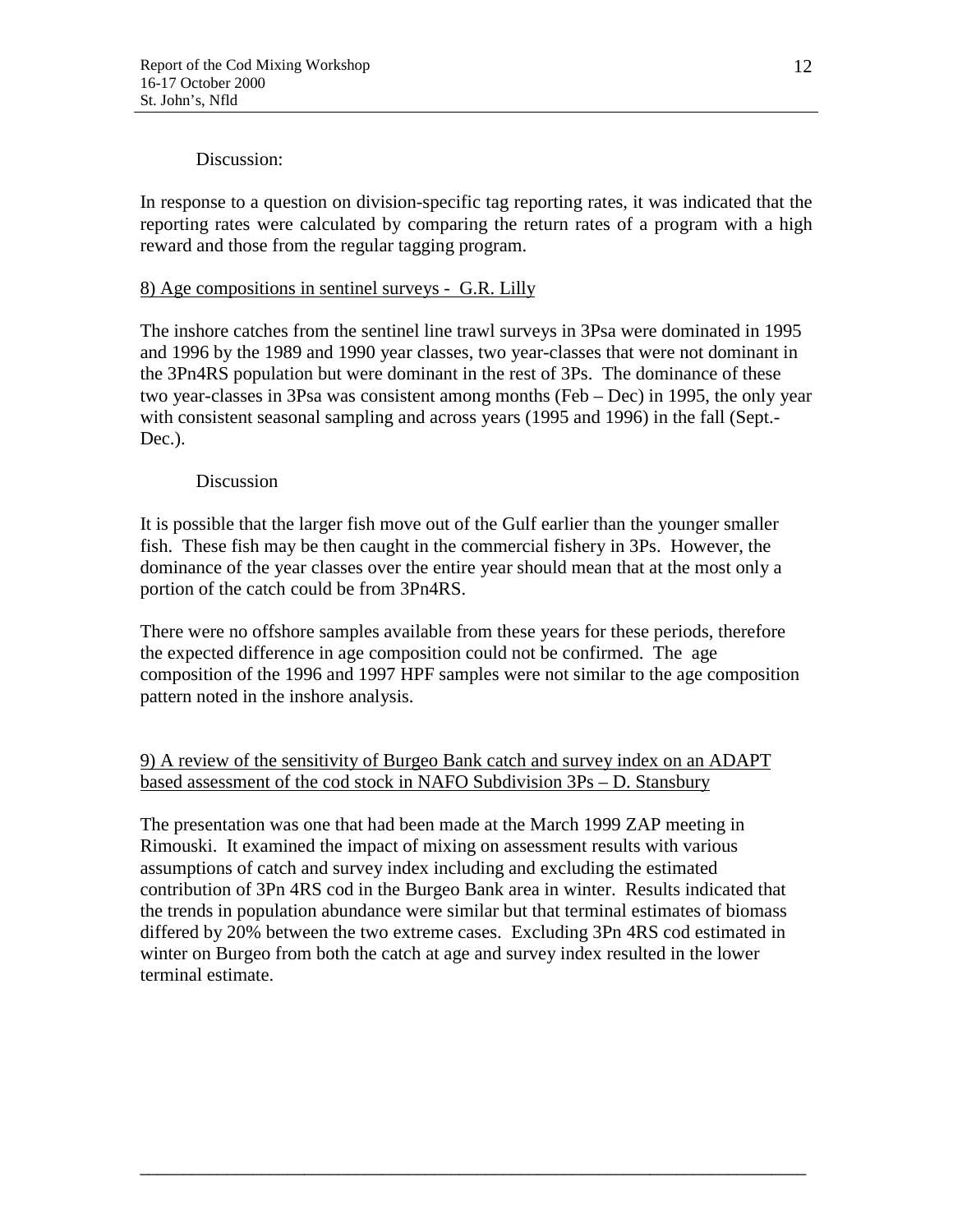Discussion:

In response to a question on division-specific tag reporting rates, it was indicated that the reporting rates were calculated by comparing the return rates of a program with a high reward and those from the regular tagging program.

8) Age compositions in sentinel surveys - G.R. Lilly

The inshore catches from the sentinel line trawl surveys in 3Psa were dominated in 1995 and 1996 by the 1989 and 1990 year classes, two year-classes that were not dominant in the 3Pn4RS population but were dominant in the rest of 3Ps. The dominance of these two year-classes in 3Psa was consistent among months (Feb – Dec) in 1995, the only year with consistent seasonal sampling and across years (1995 and 1996) in the fall (Sept.-Dec.).

Discussion

It is possible that the larger fish move out of the Gulf earlier than the younger smaller fish. These fish may be then caught in the commercial fishery in 3Ps. However, the dominance of the year classes over the entire year should mean that at the most only a portion of the catch could be from 3Pn4RS.

There were no offshore samples available from these years for these periods, therefore the expected difference in age composition could not be confirmed. The age composition of the 1996 and 1997 HPF samples were not similar to the age composition pattern noted in the inshore analysis.

9) A review of the sensitivity of Burgeo Bank catch and survey index on an ADAPT based assessment of the cod stock in NAFO Subdivision 3Ps – D. Stansbury

The presentation was one that had been made at the March 1999 ZAP meeting in Rimouski. It examined the impact of mixing on assessment results with various assumptions of catch and survey index including and excluding the estimated contribution of 3Pn 4RS cod in the Burgeo Bank area in winter. Results indicated that the trends in population abundance were similar but that terminal estimates of biomass differed by 20% between the two extreme cases. Excluding 3Pn 4RS cod estimated in winter on Burgeo from both the catch at age and survey index resulted in the lower terminal estimate.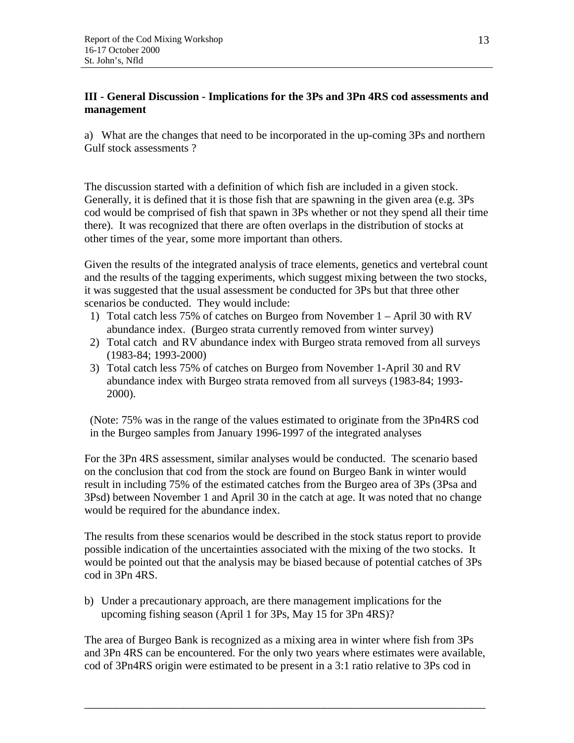## III - General Discussion - Implications for the 3Ps and 3Pn 4RS cod assessments and management

a) What are the changes that need to be incorporated in the up-coming 3Ps and northern Gulf stock assessments ?

The discussion started with a definition of which fish are included in a given stock. Generally, it is defined that it is those fish that are spawning in the given area (e.g. 3Ps cod would be comprised of fish that spawn in 3Ps whether or not they spend all their time there). It was recognized that there are often overlaps in the distribution of stocks at other times of the year, some more important than others.

Given the results of the integrated analysis of trace elements, genetics and vertebral count and the results of the tagging experiments, which suggest mixing between the two stocks, it was suggested that the usual assessment be conducted for 3Ps but that three other scenarios be conducted. They would include:

1) Total catch less 75% of catches on Burgeo from November 1 – April 30 with RV abundance index. (Burgeo strata currently removed from winter survey)
2) Total catch and RV abundance index with Burgeo strata removed from all surveys (1983-84; 1993-2000)
3) Total catch less 75% of catches on Burgeo from November 1-April 30 and RV abundance index with Burgeo strata removed from all surveys (1983-84; 1993-2000).

(Note: 75% was in the range of the values estimated to originate from the 3Pn4RS cod in the Burgeo samples from January 1996-1997 of the integrated analyses

For the 3Pn 4RS assessment, similar analyses would be conducted. The scenario based on the conclusion that cod from the stock are found on Burgeo Bank in winter would result in including 75% of the estimated catches from the Burgeo area of 3Ps (3Psa and 3Psd) between November 1 and April 30 in the catch at age. It was noted that no change would be required for the abundance index.

The results from these scenarios would be described in the stock status report to provide possible indication of the uncertainties associated with the mixing of the two stocks. It would be pointed out that the analysis may be biased because of potential catches of 3Ps cod in 3Pn 4RS.

b) Under a precautionary approach, are there management implications for the upcoming fishing season (April 1 for 3Ps, May 15 for 3Pn 4RS)?

The area of Burgeo Bank is recognized as a mixing area in winter where fish from 3Ps and 3Pn 4RS can be encountered. For the only two years where estimates were available, cod of 3Pn4RS origin were estimated to be present in a 3:1 ratio relative to 3Ps cod in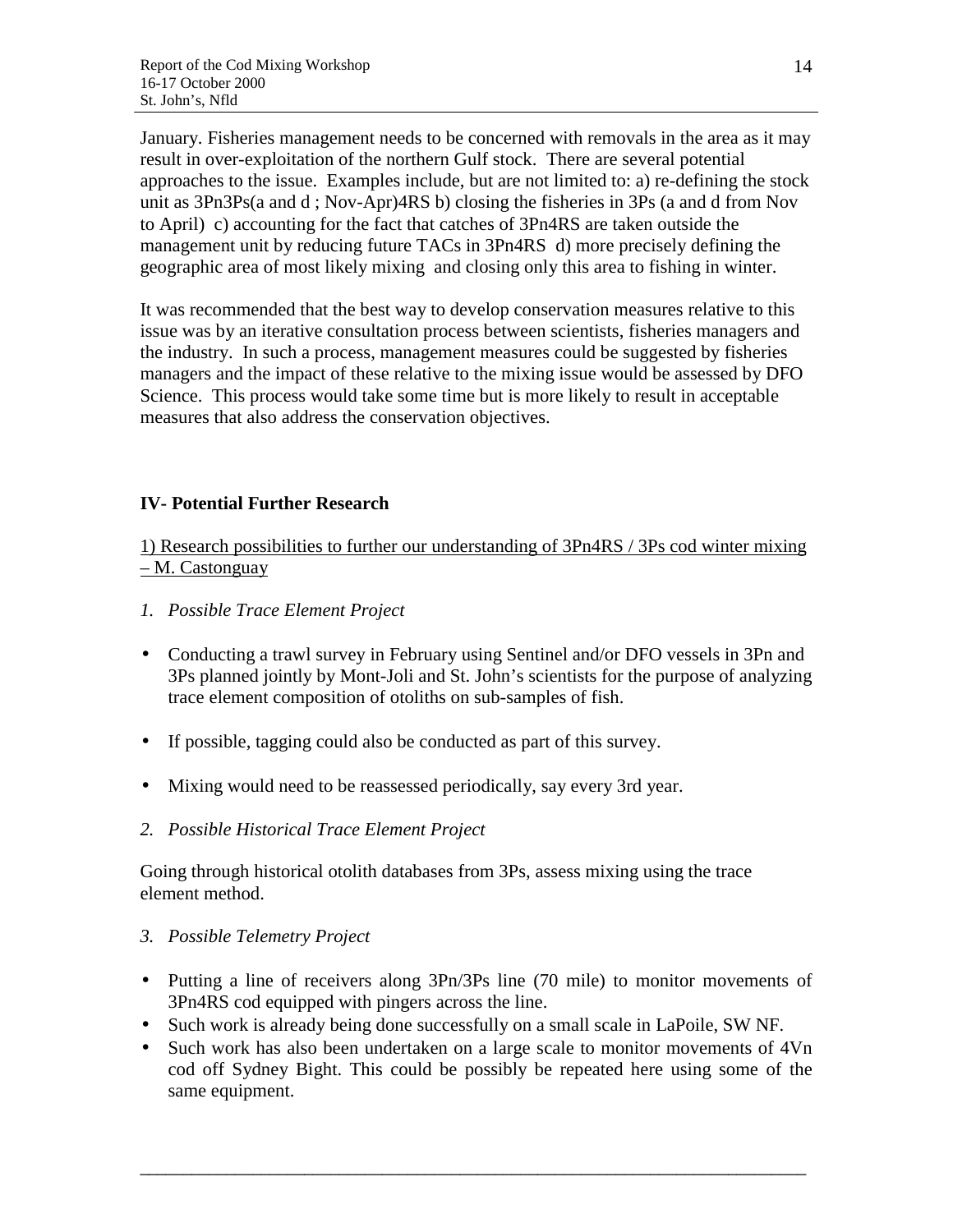January. Fisheries management needs to be concerned with removals in the area as it may result in over-exploitation of the northern Gulf stock. There are several potential approaches to the issue. Examples include, but are not limited to: a) re-defining the stock unit as 3Pn3Ps(a and d ; Nov-Apr)4RS b) closing the fisheries in 3Ps (a and d from Nov to April) c) accounting for the fact that catches of 3Pn4RS are taken outside the management unit by reducing future TACs in 3Pn4RS d) more precisely defining the geographic area of most likely mixing and closing only this area to fishing in winter.

It was recommended that the best way to develop conservation measures relative to this issue was by an iterative consultation process between scientists, fisheries managers and the industry. In such a process, management measures could be suggested by fisheries managers and the impact of these relative to the mixing issue would be assessed by DFO Science. This process would take some time but is more likely to result in acceptable measures that also address the conservation objectives.

## IV- Potential Further Research

1) Research possibilities to further our understanding of 3Pn4RS / 3Ps cod winter mixing – M. Castonguay

*1. Possible Trace Element Project*

- Conducting a trawl survey in February using Sentinel and/or DFO vessels in 3Pn and 3Ps planned jointly by Mont-Joli and St. John's scientists for the purpose of analyzing trace element composition of otoliths on sub-samples of fish.
- If possible, tagging could also be conducted as part of this survey.
- Mixing would need to be reassessed periodically, say every 3rd year.

*2. Possible Historical Trace Element Project*

Going through historical otolith databases from 3Ps, assess mixing using the trace element method.

*3. Possible Telemetry Project*

- Putting a line of receivers along 3Pn/3Ps line (70 mile) to monitor movements of 3Pn4RS cod equipped with pingers across the line.
- Such work is already being done successfully on a small scale in LaPoile, SW NF.
- Such work has also been undertaken on a large scale to monitor movements of 4Vn cod off Sydney Bight. This could be possibly be repeated here using some of the same equipment.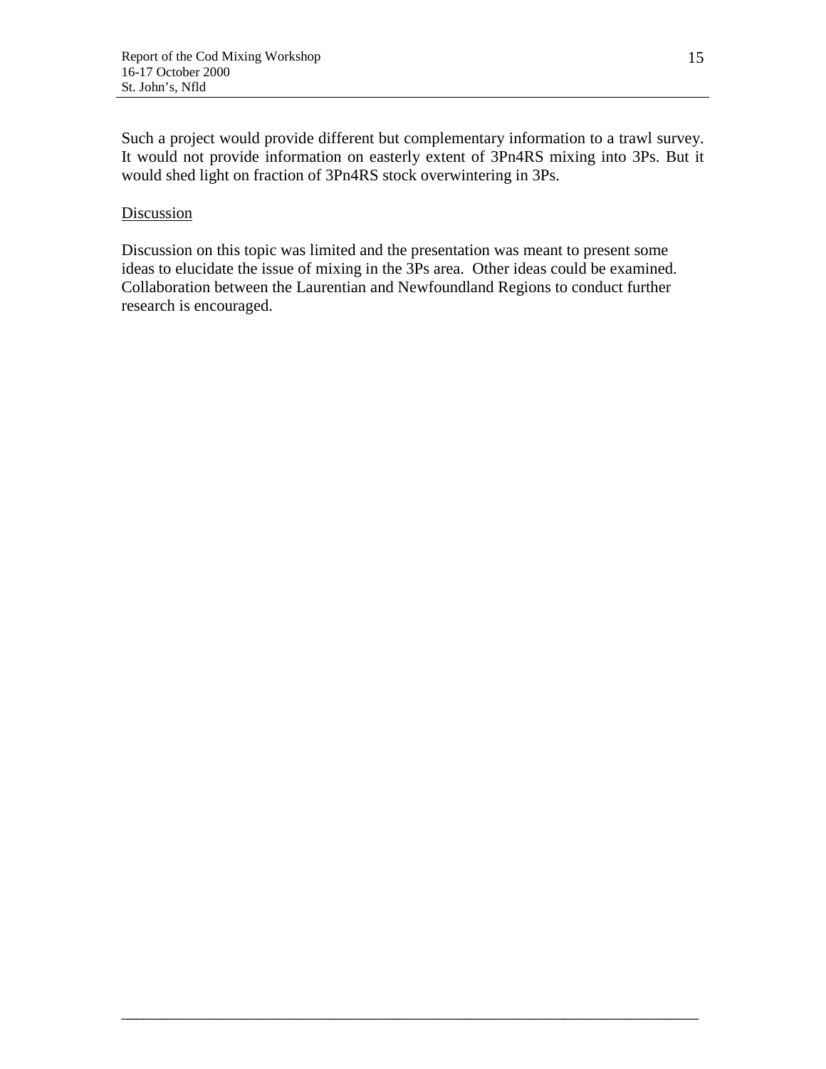Such a project would provide different but complementary information to a trawl survey. It would not provide information on easterly extent of 3Pn4RS mixing into 3Ps. But it would shed light on fraction of 3Pn4RS stock overwintering in 3Ps.

Discussion

Discussion on this topic was limited and the presentation was meant to present some ideas to elucidate the issue of mixing in the 3Ps area. Other ideas could be examined. Collaboration between the Laurentian and Newfoundland Regions to conduct further research is encouraged.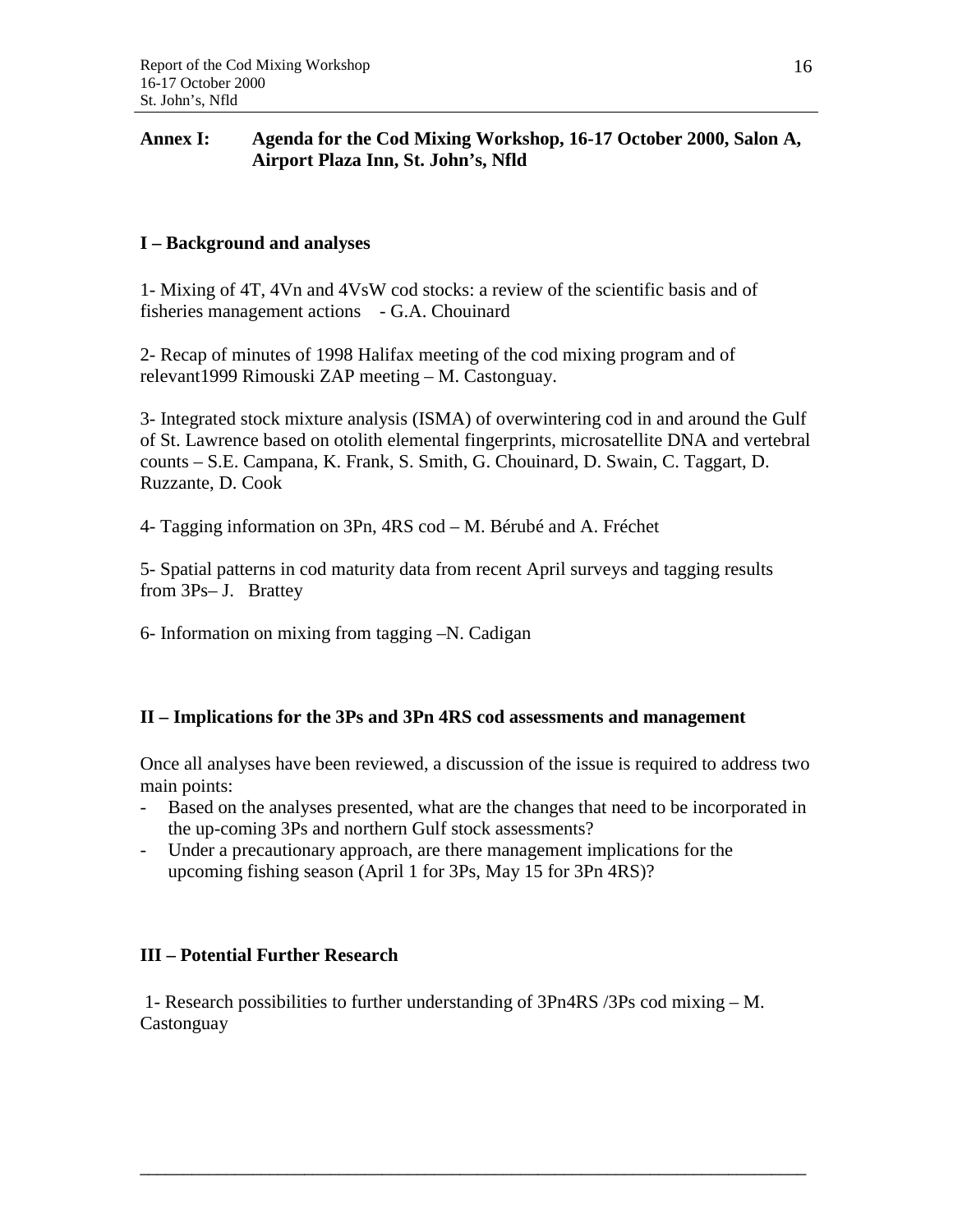## Annex I: Agenda for the Cod Mixing Workshop, 16-17 October 2000, Salon A, Airport Plaza Inn, St. John's, Nfld

### I – Background and analyses

1- Mixing of 4T, 4Vn and 4VsW cod stocks: a review of the scientific basis and of fisheries management actions - G.A. Chouinard

2- Recap of minutes of 1998 Halifax meeting of the cod mixing program and of relevant1999 Rimouski ZAP meeting – M. Castonguay.

3- Integrated stock mixture analysis (ISMA) of overwintering cod in and around the Gulf of St. Lawrence based on otolith elemental fingerprints, microsatellite DNA and vertebral counts – S.E. Campana, K. Frank, S. Smith, G. Chouinard, D. Swain, C. Taggart, D. Ruzzante, D. Cook

4- Tagging information on 3Pn, 4RS cod – M. Bérubé and A. Fréchet

5- Spatial patterns in cod maturity data from recent April surveys and tagging results from 3Ps– J. Brattey

6- Information on mixing from tagging –N. Cadigan

### II – Implications for the 3Ps and 3Pn 4RS cod assessments and management

Once all analyses have been reviewed, a discussion of the issue is required to address two main points:

- Based on the analyses presented, what are the changes that need to be incorporated in the up-coming 3Ps and northern Gulf stock assessments?
- Under a precautionary approach, are there management implications for the upcoming fishing season (April 1 for 3Ps, May 15 for 3Pn 4RS)?

### III – Potential Further Research

1- Research possibilities to further understanding of 3Pn4RS /3Ps cod mixing – M. Castonguay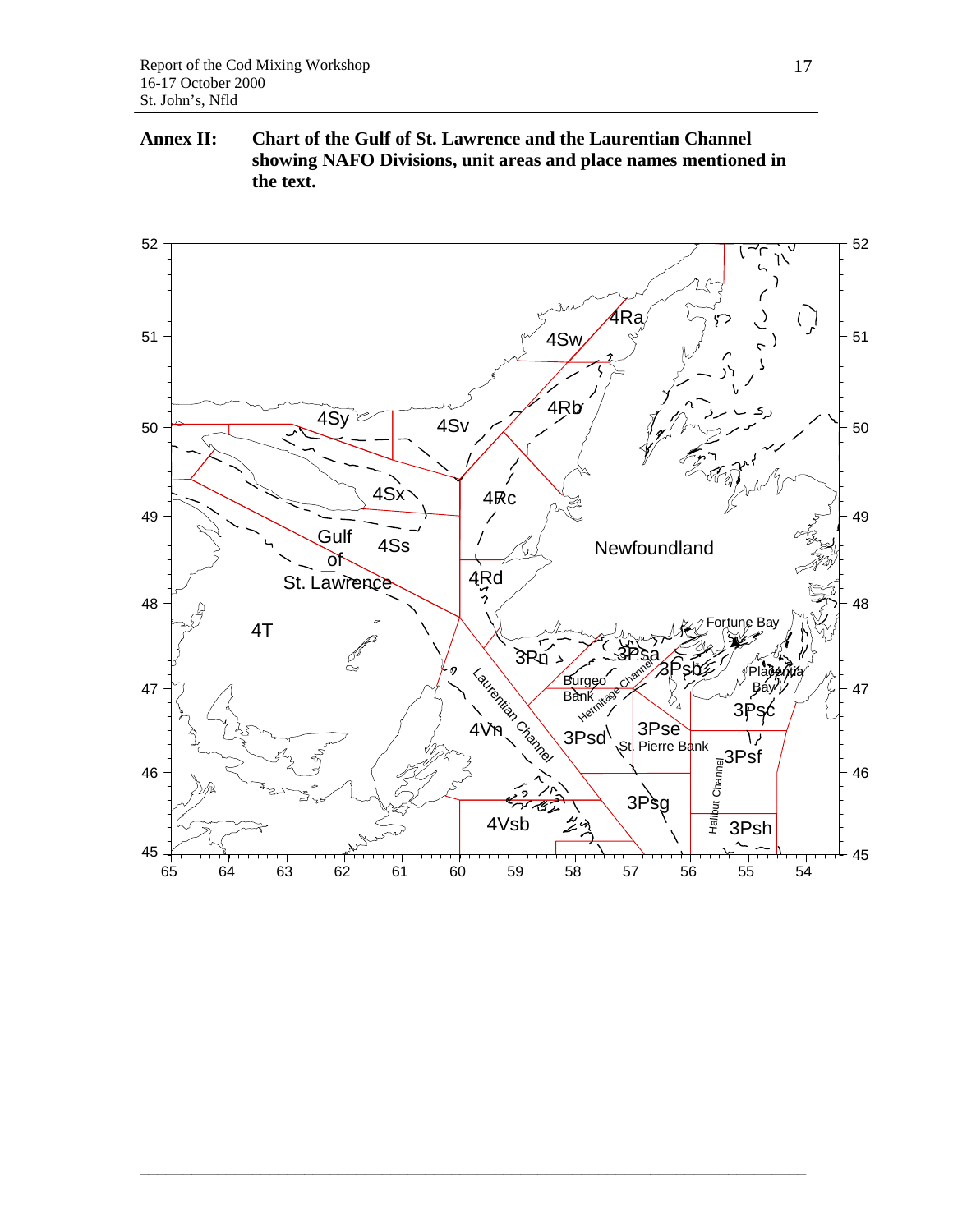**Annex II: Chart of the Gulf of St. Lawrence and the Laurentian Channel showing NAFO Divisions, unit areas and place names mentioned in the text.**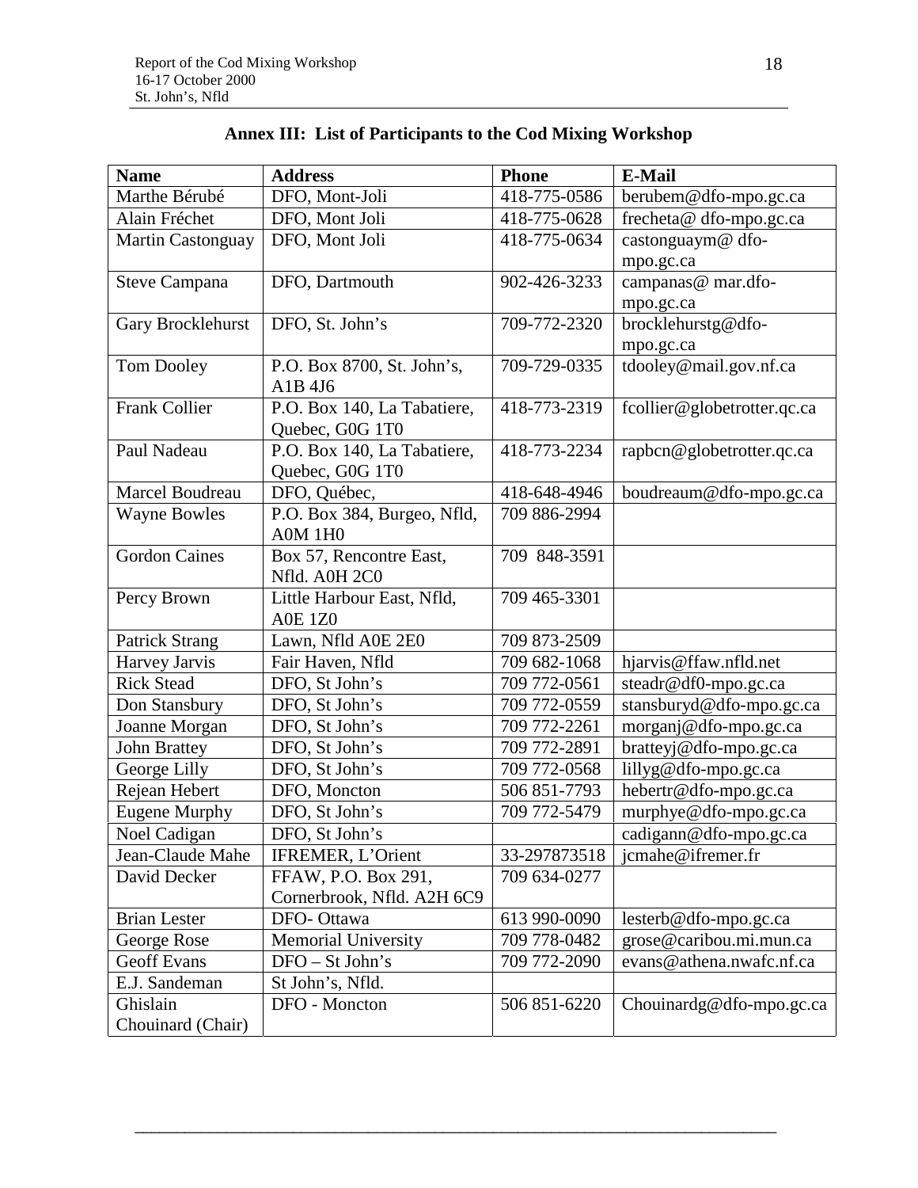## Annex III: List of Participants to the Cod Mixing Workshop

| Name | Address | Phone | E-Mail |
|---|---|---|---|
| Marthe Bérubé | DFO, Mont-Joli | 418-775-0586 | berubem@dfo-mpo.gc.ca |
| Alain Fréchet | DFO, Mont Joli | 418-775-0628 | frecheta@ dfo-mpo.gc.ca |
| Martin Castonguay | DFO, Mont Joli | 418-775-0634 | castonguaym@ dfo-mpo.gc.ca |
| Steve Campana | DFO, Dartmouth | 902-426-3233 | campanas@ mar.dfo-mpo.gc.ca |
| Gary Brocklehurst | DFO, St. John's | 709-772-2320 | brocklehurstg@dfo-mpo.gc.ca |
| Tom Dooley | P.O. Box 8700, St. John's, A1B 4J6 | 709-729-0335 | tdooley@mail.gov.nf.ca |
| Frank Collier | P.O. Box 140, La Tabatiere, Quebec, G0G 1T0 | 418-773-2319 | fcollier@globetrotter.qc.ca |
| Paul Nadeau | P.O. Box 140, La Tabatiere, Quebec, G0G 1T0 | 418-773-2234 | rapbcn@globetrotter.qc.ca |
| Marcel Boudreau | DFO, Québec, | 418-648-4946 | boudreaum@dfo-mpo.gc.ca |
| Wayne Bowles | P.O. Box 384, Burgeo, Nfld, A0M 1H0 | 709 886-2994 | |
| Gordon Caines | Box 57, Rencontre East, Nfld. A0H 2C0 | 709 848-3591 | |
| Percy Brown | Little Harbour East, Nfld, A0E 1Z0 | 709 465-3301 | |
| Patrick Strang | Lawn, Nfld A0E 2E0 | 709 873-2509 | |
| Harvey Jarvis | Fair Haven, Nfld | 709 682-1068 | hjarvis@ffaw.nfld.net |
| Rick Stead | DFO, St John's | 709 772-0561 | steadr@df0-mpo.gc.ca |
| Don Stansbury | DFO, St John's | 709 772-0559 | stansburyd@dfo-mpo.gc.ca |
| Joanne Morgan | DFO, St John's | 709 772-2261 | morganj@dfo-mpo.gc.ca |
| John Brattey | DFO, St John's | 709 772-2891 | bratteyj@dfo-mpo.gc.ca |
| George Lilly | DFO, St John's | 709 772-0568 | lillyg@dfo-mpo.gc.ca |
| Rejean Hebert | DFO, Moncton | 506 851-7793 | hebertr@dfo-mpo.gc.ca |
| Eugene Murphy | DFO, St John's | 709 772-5479 | murphye@dfo-mpo.gc.ca |
| Noel Cadigan | DFO, St John's | | cadigann@dfo-mpo.gc.ca |
| Jean-Claude Mahe | IFREMER, L'Orient | 33-297873518 | jcmahe@ifremer.fr |
| David Decker | FFAW, P.O. Box 291, Cornerbrook, Nfld. A2H 6C9 | 709 634-0277 | |
| Brian Lester | DFO- Ottawa | 613 990-0090 | lesterb@dfo-mpo.gc.ca |
| George Rose | Memorial University | 709 778-0482 | grose@caribou.mi.mun.ca |
| Geoff Evans | DFO – St John's | 709 772-2090 | evans@athena.nwafc.nf.ca |
| E.J. Sandeman | St John's, Nfld. | | |
| Ghislain Chouinard (Chair) | DFO - Moncton | 506 851-6220 | Chouinardg@dfo-mpo.gc.ca |